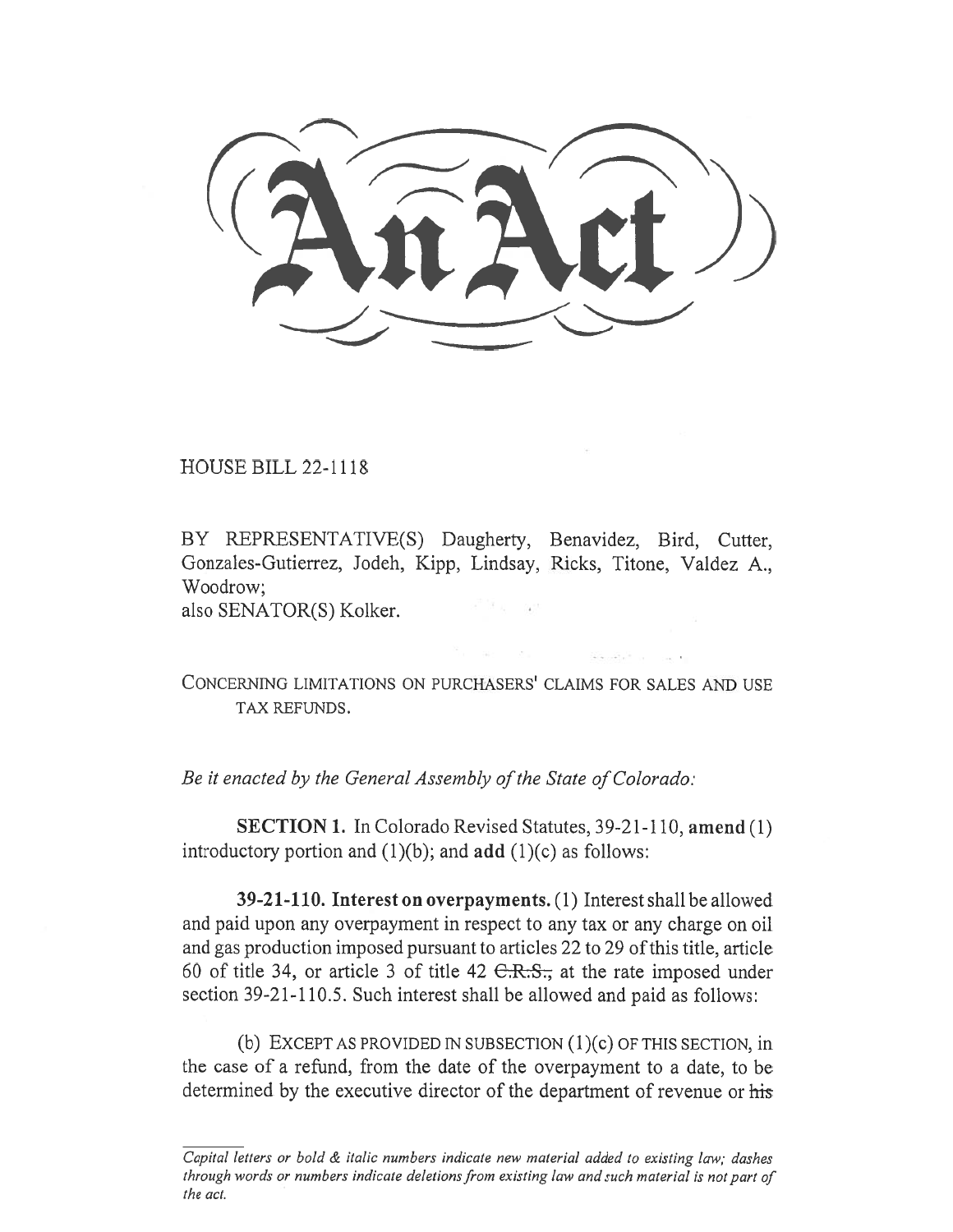An Act

HOUSE BILL 22-1118

BY REPRESENTATIVE(S) Daugherty, Benavidez, Bird, Cutter, Gonzales-Gutierrez, Jodeh, Kipp, Lindsay, Ricks, Titone, Valdez A., Woodrow;
also SENATOR(S) Kolker.

CONCERNING LIMITATIONS ON PURCHASERS' CLAIMS FOR SALES AND USE TAX REFUNDS.

*Be it enacted by the General Assembly of the State of Colorado:*

**SECTION 1.** In Colorado Revised Statutes, 39-21-110, **amend** (1) introductory portion and (1)(b); and **add** (1)(c) as follows:

**39-21-110. Interest on overpayments.** (1) Interest shall be allowed and paid upon any overpayment in respect to any tax or any charge on oil and gas production imposed pursuant to articles 22 to 29 of this title, article 60 of title 34, or article 3 of title 42 ~~C.R.S.,~~ at the rate imposed under section 39-21-110.5. Such interest shall be allowed and paid as follows:

(b) EXCEPT AS PROVIDED IN SUBSECTION (1)(c) OF THIS SECTION, in the case of a refund, from the date of the overpayment to a date, to be determined by the executive director of the department of revenue or ~~his~~

*Capital letters or bold & italic numbers indicate new material added to existing law; dashes through words or numbers indicate deletions from existing law and such material is not part of the act.*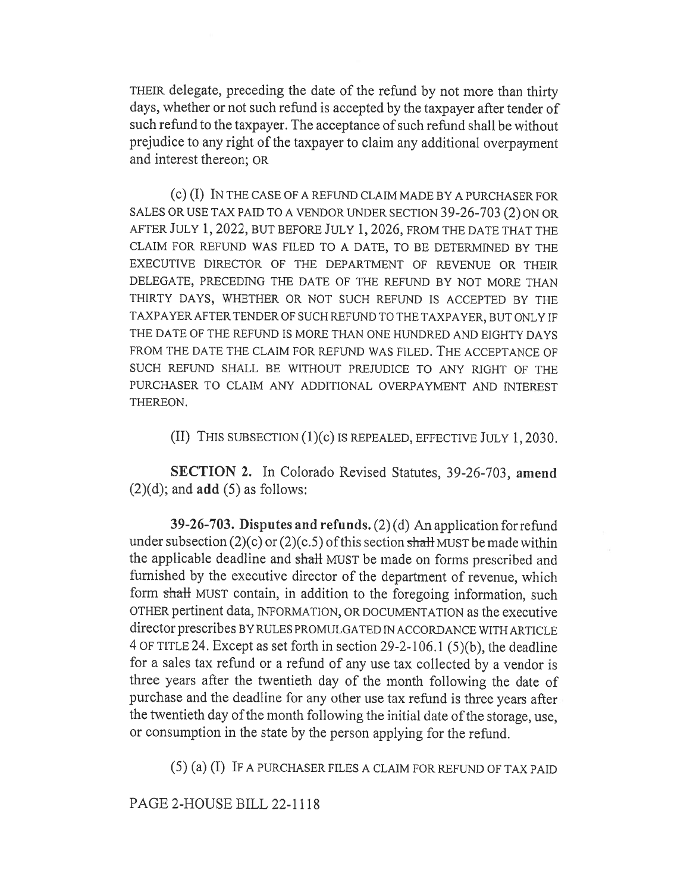THEIR delegate, preceding the date of the refund by not more than thirty days, whether or not such refund is accepted by the taxpayer after tender of such refund to the taxpayer. The acceptance of such refund shall be without prejudice to any right of the taxpayer to claim any additional overpayment and interest thereon; OR

(c) (I) IN THE CASE OF A REFUND CLAIM MADE BY A PURCHASER FOR SALES OR USE TAX PAID TO A VENDOR UNDER SECTION 39-26-703 (2) ON OR AFTER JULY 1, 2022, BUT BEFORE JULY 1, 2026, FROM THE DATE THAT THE CLAIM FOR REFUND WAS FILED TO A DATE, TO BE DETERMINED BY THE EXECUTIVE DIRECTOR OF THE DEPARTMENT OF REVENUE OR THEIR DELEGATE, PRECEDING THE DATE OF THE REFUND BY NOT MORE THAN THIRTY DAYS, WHETHER OR NOT SUCH REFUND IS ACCEPTED BY THE TAXPAYER AFTER TENDER OF SUCH REFUND TO THE TAXPAYER, BUT ONLY IF THE DATE OF THE REFUND IS MORE THAN ONE HUNDRED AND EIGHTY DAYS FROM THE DATE THE CLAIM FOR REFUND WAS FILED. THE ACCEPTANCE OF SUCH REFUND SHALL BE WITHOUT PREJUDICE TO ANY RIGHT OF THE PURCHASER TO CLAIM ANY ADDITIONAL OVERPAYMENT AND INTEREST THEREON.

(II) THIS SUBSECTION (1)(c) IS REPEALED, EFFECTIVE JULY 1, 2030.

**SECTION 2.** In Colorado Revised Statutes, 39-26-703, **amend** (2)(d); and **add** (5) as follows:

**39-26-703. Disputes and refunds.** (2) (d) An application for refund under subsection (2)(c) or (2)(c.5) of this section ~~shall~~ MUST be made within the applicable deadline and ~~shall~~ MUST be made on forms prescribed and furnished by the executive director of the department of revenue, which form ~~shall~~ MUST contain, in addition to the foregoing information, such OTHER pertinent data, INFORMATION, OR DOCUMENTATION as the executive director prescribes BY RULES PROMULGATED IN ACCORDANCE WITH ARTICLE 4 OF TITLE 24. Except as set forth in section 29-2-106.1 (5)(b), the deadline for a sales tax refund or a refund of any use tax collected by a vendor is three years after the twentieth day of the month following the date of purchase and the deadline for any other use tax refund is three years after the twentieth day of the month following the initial date of the storage, use, or consumption in the state by the person applying for the refund.

(5) (a) (I) IF A PURCHASER FILES A CLAIM FOR REFUND OF TAX PAID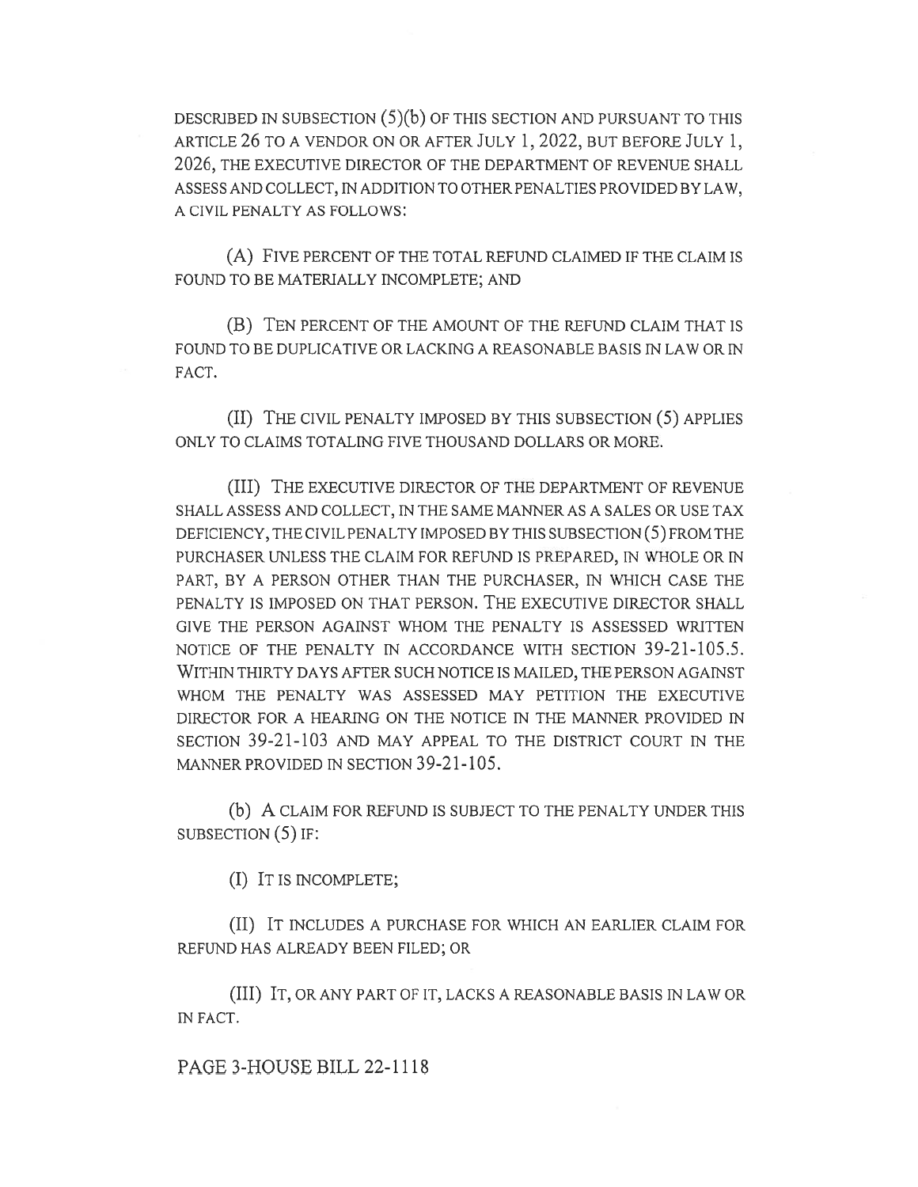DESCRIBED IN SUBSECTION (5)(b) OF THIS SECTION AND PURSUANT TO THIS ARTICLE 26 TO A VENDOR ON OR AFTER JULY 1, 2022, BUT BEFORE JULY 1, 2026, THE EXECUTIVE DIRECTOR OF THE DEPARTMENT OF REVENUE SHALL ASSESS AND COLLECT, IN ADDITION TO OTHER PENALTIES PROVIDED BY LAW, A CIVIL PENALTY AS FOLLOWS:

(A) FIVE PERCENT OF THE TOTAL REFUND CLAIMED IF THE CLAIM IS FOUND TO BE MATERIALLY INCOMPLETE; AND

(B) TEN PERCENT OF THE AMOUNT OF THE REFUND CLAIM THAT IS FOUND TO BE DUPLICATIVE OR LACKING A REASONABLE BASIS IN LAW OR IN FACT.

(II) THE CIVIL PENALTY IMPOSED BY THIS SUBSECTION (5) APPLIES ONLY TO CLAIMS TOTALING FIVE THOUSAND DOLLARS OR MORE.

(III) THE EXECUTIVE DIRECTOR OF THE DEPARTMENT OF REVENUE SHALL ASSESS AND COLLECT, IN THE SAME MANNER AS A SALES OR USE TAX DEFICIENCY, THE CIVIL PENALTY IMPOSED BY THIS SUBSECTION (5) FROM THE PURCHASER UNLESS THE CLAIM FOR REFUND IS PREPARED, IN WHOLE OR IN PART, BY A PERSON OTHER THAN THE PURCHASER, IN WHICH CASE THE PENALTY IS IMPOSED ON THAT PERSON. THE EXECUTIVE DIRECTOR SHALL GIVE THE PERSON AGAINST WHOM THE PENALTY IS ASSESSED WRITTEN NOTICE OF THE PENALTY IN ACCORDANCE WITH SECTION 39-21-105.5. WITHIN THIRTY DAYS AFTER SUCH NOTICE IS MAILED, THE PERSON AGAINST WHOM THE PENALTY WAS ASSESSED MAY PETITION THE EXECUTIVE DIRECTOR FOR A HEARING ON THE NOTICE IN THE MANNER PROVIDED IN SECTION 39-21-103 AND MAY APPEAL TO THE DISTRICT COURT IN THE MANNER PROVIDED IN SECTION 39-21-105.

(b) A CLAIM FOR REFUND IS SUBJECT TO THE PENALTY UNDER THIS SUBSECTION (5) IF:

(I) IT IS INCOMPLETE;

(II) IT INCLUDES A PURCHASE FOR WHICH AN EARLIER CLAIM FOR REFUND HAS ALREADY BEEN FILED; OR

(III) IT, OR ANY PART OF IT, LACKS A REASONABLE BASIS IN LAW OR IN FACT.

PAGE 3-HOUSE BILL 22-1118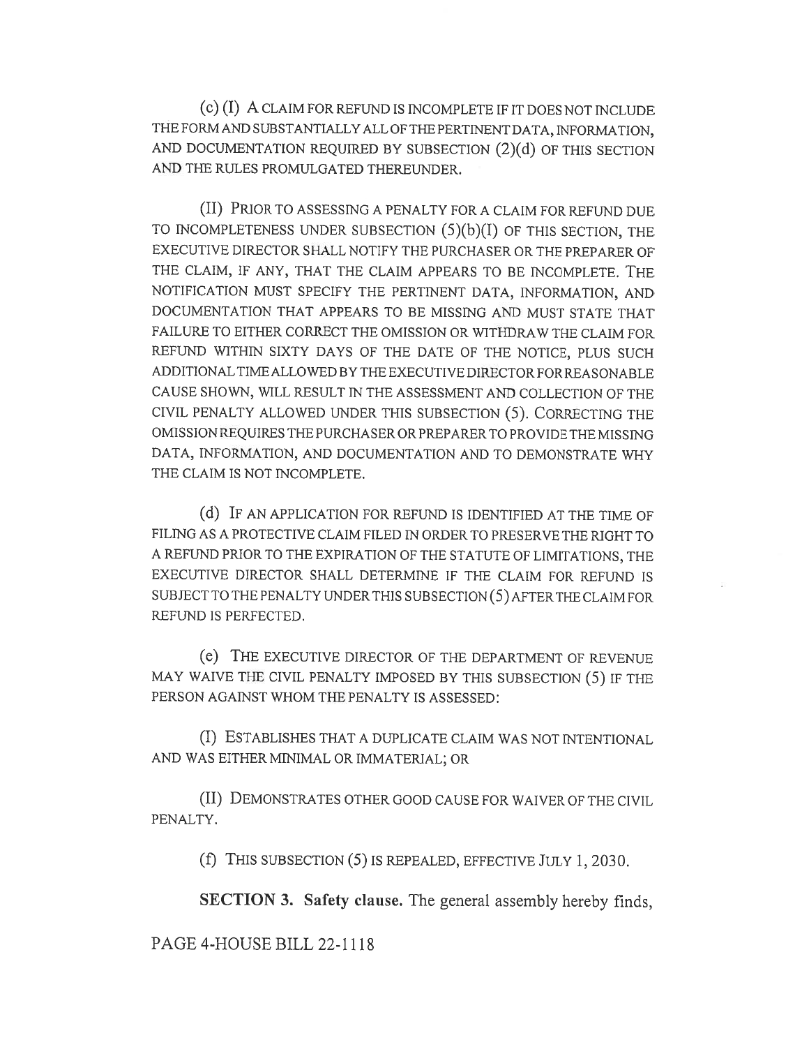(c) (I) A CLAIM FOR REFUND IS INCOMPLETE IF IT DOES NOT INCLUDE THE FORM AND SUBSTANTIALLY ALL OF THE PERTINENT DATA, INFORMATION, AND DOCUMENTATION REQUIRED BY SUBSECTION (2)(d) OF THIS SECTION AND THE RULES PROMULGATED THEREUNDER.

(II) PRIOR TO ASSESSING A PENALTY FOR A CLAIM FOR REFUND DUE TO INCOMPLETENESS UNDER SUBSECTION (5)(b)(I) OF THIS SECTION, THE EXECUTIVE DIRECTOR SHALL NOTIFY THE PURCHASER OR THE PREPARER OF THE CLAIM, IF ANY, THAT THE CLAIM APPEARS TO BE INCOMPLETE. THE NOTIFICATION MUST SPECIFY THE PERTINENT DATA, INFORMATION, AND DOCUMENTATION THAT APPEARS TO BE MISSING AND MUST STATE THAT FAILURE TO EITHER CORRECT THE OMISSION OR WITHDRAW THE CLAIM FOR REFUND WITHIN SIXTY DAYS OF THE DATE OF THE NOTICE, PLUS SUCH ADDITIONAL TIME ALLOWED BY THE EXECUTIVE DIRECTOR FOR REASONABLE CAUSE SHOWN, WILL RESULT IN THE ASSESSMENT AND COLLECTION OF THE CIVIL PENALTY ALLOWED UNDER THIS SUBSECTION (5). CORRECTING THE OMISSION REQUIRES THE PURCHASER OR PREPARER TO PROVIDE THE MISSING DATA, INFORMATION, AND DOCUMENTATION AND TO DEMONSTRATE WHY THE CLAIM IS NOT INCOMPLETE.

(d) IF AN APPLICATION FOR REFUND IS IDENTIFIED AT THE TIME OF FILING AS A PROTECTIVE CLAIM FILED IN ORDER TO PRESERVE THE RIGHT TO A REFUND PRIOR TO THE EXPIRATION OF THE STATUTE OF LIMITATIONS, THE EXECUTIVE DIRECTOR SHALL DETERMINE IF THE CLAIM FOR REFUND IS SUBJECT TO THE PENALTY UNDER THIS SUBSECTION (5) AFTER THE CLAIM FOR REFUND IS PERFECTED.

(e) THE EXECUTIVE DIRECTOR OF THE DEPARTMENT OF REVENUE MAY WAIVE THE CIVIL PENALTY IMPOSED BY THIS SUBSECTION (5) IF THE PERSON AGAINST WHOM THE PENALTY IS ASSESSED:

(I) ESTABLISHES THAT A DUPLICATE CLAIM WAS NOT INTENTIONAL AND WAS EITHER MINIMAL OR IMMATERIAL; OR

(II) DEMONSTRATES OTHER GOOD CAUSE FOR WAIVER OF THE CIVIL PENALTY.

(f) THIS SUBSECTION (5) IS REPEALED, EFFECTIVE JULY 1, 2030.

**SECTION 3. Safety clause.** The general assembly hereby finds,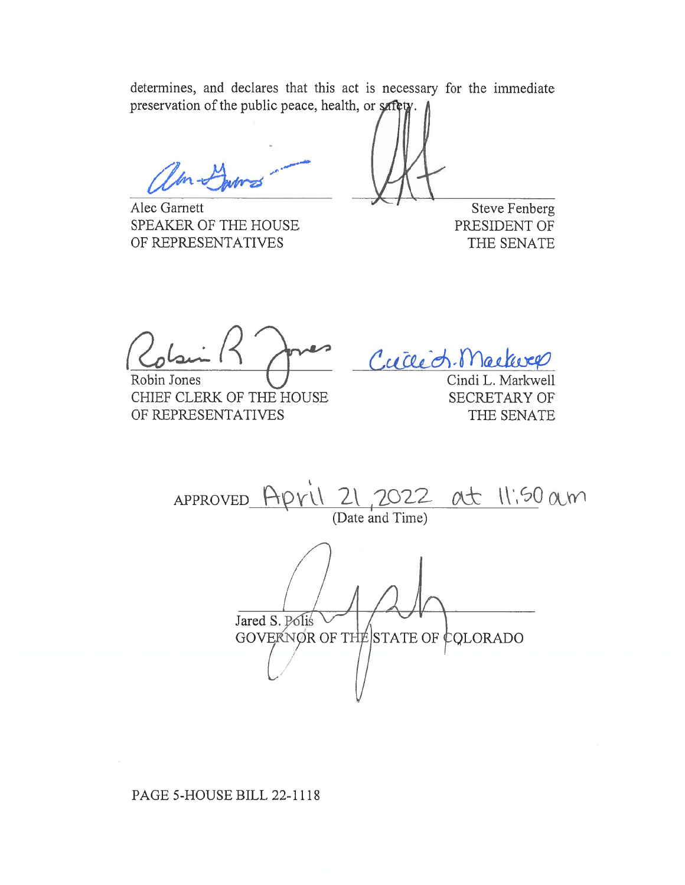determines, and declares that this act is necessary for the immediate preservation of the public peace, health, or safety.

Alec Garnett
SPEAKER OF THE HOUSE
OF REPRESENTATIVES

Steve Fenberg
PRESIDENT OF
THE SENATE

Robin Jones
CHIEF CLERK OF THE HOUSE
OF REPRESENTATIVES

Cindi L. Markwell
SECRETARY OF
THE SENATE

APPROVED April 21, 2022 at 11:50 am
(Date and Time)

Jared S. Polis
GOVERNOR OF THE STATE OF COLORADO

PAGE 5-HOUSE BILL 22-1118